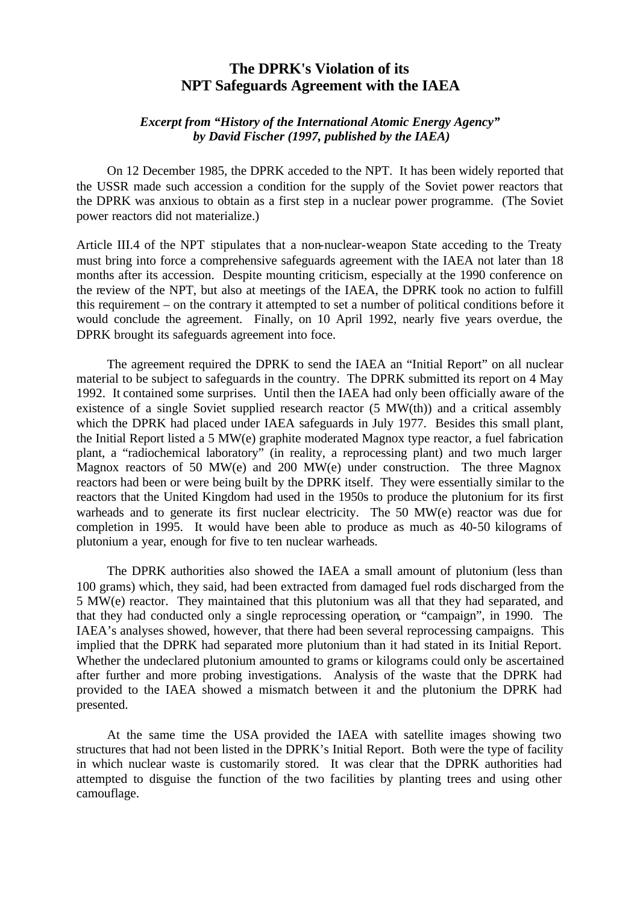# The DPRK's Violation of its NPT Safeguards Agreement with the IAEA

***Excerpt from "History of the International Atomic Energy Agency" by David Fischer (1997, published by the IAEA)***

On 12 December 1985, the DPRK acceded to the NPT. It has been widely reported that the USSR made such accession a condition for the supply of the Soviet power reactors that the DPRK was anxious to obtain as a first step in a nuclear power programme. (The Soviet power reactors did not materialize.)

Article III.4 of the NPT stipulates that a non-nuclear-weapon State acceding to the Treaty must bring into force a comprehensive safeguards agreement with the IAEA not later than 18 months after its accession. Despite mounting criticism, especially at the 1990 conference on the review of the NPT, but also at meetings of the IAEA, the DPRK took no action to fulfill this requirement – on the contrary it attempted to set a number of political conditions before it would conclude the agreement. Finally, on 10 April 1992, nearly five years overdue, the DPRK brought its safeguards agreement into foce.

The agreement required the DPRK to send the IAEA an "Initial Report" on all nuclear material to be subject to safeguards in the country. The DPRK submitted its report on 4 May 1992. It contained some surprises. Until then the IAEA had only been officially aware of the existence of a single Soviet supplied research reactor (5 MW(th)) and a critical assembly which the DPRK had placed under IAEA safeguards in July 1977. Besides this small plant, the Initial Report listed a 5 MW(e) graphite moderated Magnox type reactor, a fuel fabrication plant, a "radiochemical laboratory" (in reality, a reprocessing plant) and two much larger Magnox reactors of 50 MW(e) and 200 MW(e) under construction. The three Magnox reactors had been or were being built by the DPRK itself. They were essentially similar to the reactors that the United Kingdom had used in the 1950s to produce the plutonium for its first warheads and to generate its first nuclear electricity. The 50 MW(e) reactor was due for completion in 1995. It would have been able to produce as much as 40-50 kilograms of plutonium a year, enough for five to ten nuclear warheads.

The DPRK authorities also showed the IAEA a small amount of plutonium (less than 100 grams) which, they said, had been extracted from damaged fuel rods discharged from the 5 MW(e) reactor. They maintained that this plutonium was all that they had separated, and that they had conducted only a single reprocessing operation, or "campaign", in 1990. The IAEA's analyses showed, however, that there had been several reprocessing campaigns. This implied that the DPRK had separated more plutonium than it had stated in its Initial Report. Whether the undeclared plutonium amounted to grams or kilograms could only be ascertained after further and more probing investigations. Analysis of the waste that the DPRK had provided to the IAEA showed a mismatch between it and the plutonium the DPRK had presented.

At the same time the USA provided the IAEA with satellite images showing two structures that had not been listed in the DPRK's Initial Report. Both were the type of facility in which nuclear waste is customarily stored. It was clear that the DPRK authorities had attempted to disguise the function of the two facilities by planting trees and using other camouflage.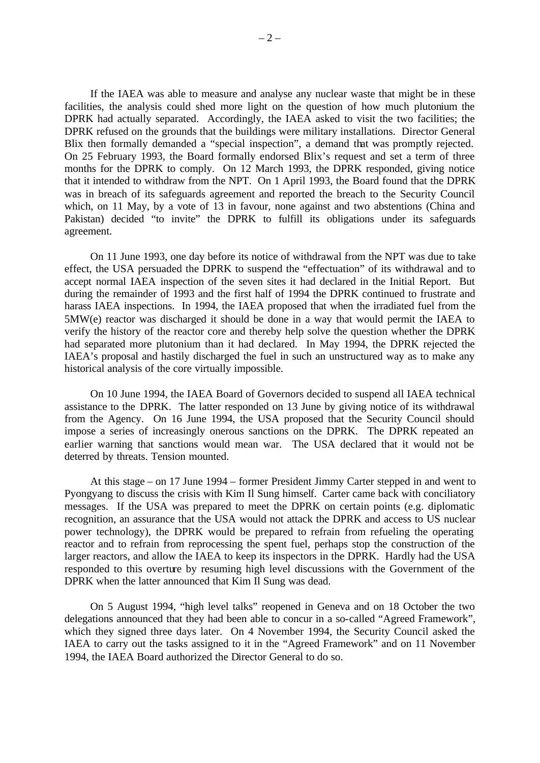If the IAEA was able to measure and analyse any nuclear waste that might be in these facilities, the analysis could shed more light on the question of how much plutonium the DPRK had actually separated. Accordingly, the IAEA asked to visit the two facilities; the DPRK refused on the grounds that the buildings were military installations. Director General Blix then formally demanded a "special inspection", a demand that was promptly rejected. On 25 February 1993, the Board formally endorsed Blix's request and set a term of three months for the DPRK to comply. On 12 March 1993, the DPRK responded, giving notice that it intended to withdraw from the NPT. On 1 April 1993, the Board found that the DPRK was in breach of its safeguards agreement and reported the breach to the Security Council which, on 11 May, by a vote of 13 in favour, none against and two abstentions (China and Pakistan) decided "to invite" the DPRK to fulfill its obligations under its safeguards agreement.

On 11 June 1993, one day before its notice of withdrawal from the NPT was due to take effect, the USA persuaded the DPRK to suspend the "effectuation" of its withdrawal and to accept normal IAEA inspection of the seven sites it had declared in the Initial Report. But during the remainder of 1993 and the first half of 1994 the DPRK continued to frustrate and harass IAEA inspections. In 1994, the IAEA proposed that when the irradiated fuel from the 5MW(e) reactor was discharged it should be done in a way that would permit the IAEA to verify the history of the reactor core and thereby help solve the question whether the DPRK had separated more plutonium than it had declared. In May 1994, the DPRK rejected the IAEA's proposal and hastily discharged the fuel in such an unstructured way as to make any historical analysis of the core virtually impossible.

On 10 June 1994, the IAEA Board of Governors decided to suspend all IAEA technical assistance to the DPRK. The latter responded on 13 June by giving notice of its withdrawal from the Agency. On 16 June 1994, the USA proposed that the Security Council should impose a series of increasingly onerous sanctions on the DPRK. The DPRK repeated an earlier warning that sanctions would mean war. The USA declared that it would not be deterred by threats. Tension mounted.

At this stage – on 17 June 1994 – former President Jimmy Carter stepped in and went to Pyongyang to discuss the crisis with Kim Il Sung himself. Carter came back with conciliatory messages. If the USA was prepared to meet the DPRK on certain points (e.g. diplomatic recognition, an assurance that the USA would not attack the DPRK and access to US nuclear power technology), the DPRK would be prepared to refrain from refueling the operating reactor and to refrain from reprocessing the spent fuel, perhaps stop the construction of the larger reactors, and allow the IAEA to keep its inspectors in the DPRK. Hardly had the USA responded to this overture by resuming high level discussions with the Government of the DPRK when the latter announced that Kim Il Sung was dead.

On 5 August 1994, "high level talks" reopened in Geneva and on 18 October the two delegations announced that they had been able to concur in a so-called "Agreed Framework", which they signed three days later. On 4 November 1994, the Security Council asked the IAEA to carry out the tasks assigned to it in the "Agreed Framework" and on 11 November 1994, the IAEA Board authorized the Director General to do so.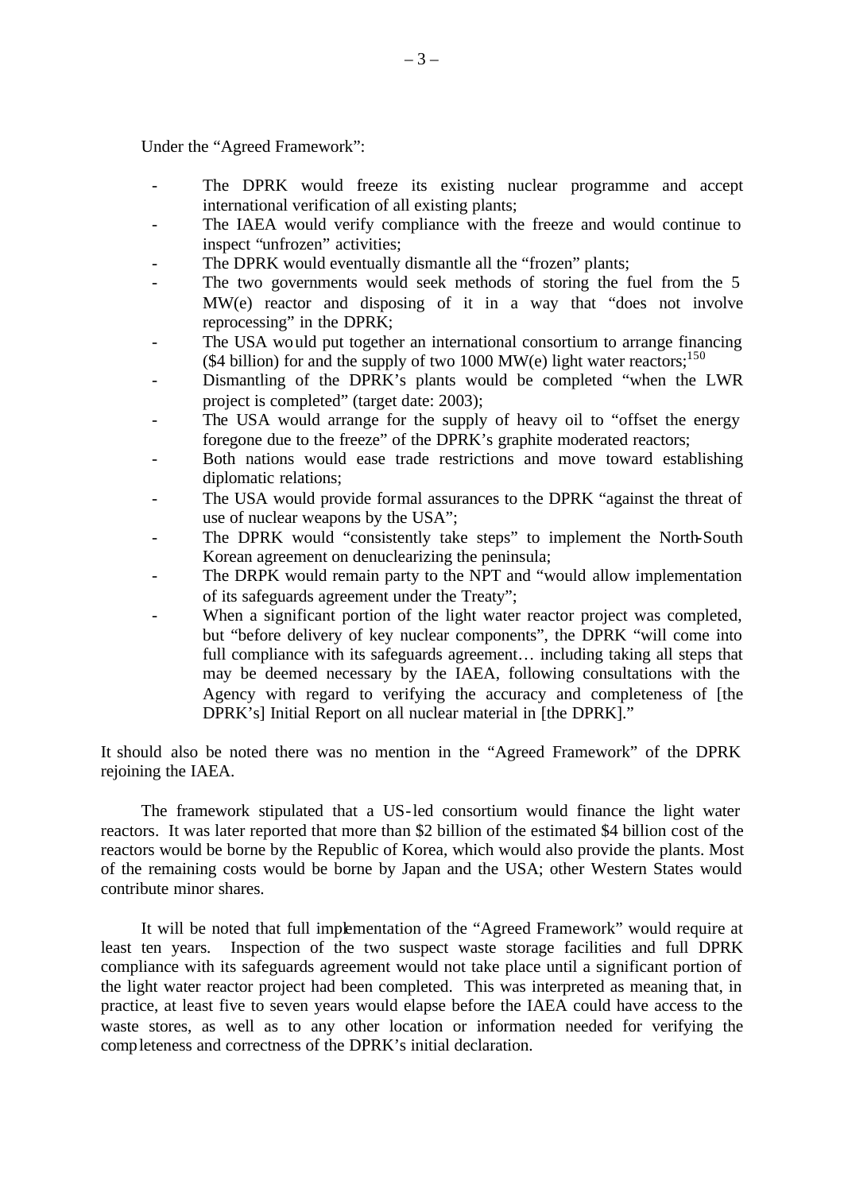Under the "Agreed Framework":

- The DPRK would freeze its existing nuclear programme and accept international verification of all existing plants;
- The IAEA would verify compliance with the freeze and would continue to inspect "unfrozen" activities;
- The DPRK would eventually dismantle all the "frozen" plants;
- The two governments would seek methods of storing the fuel from the 5 MW(e) reactor and disposing of it in a way that "does not involve reprocessing" in the DPRK;
- The USA would put together an international consortium to arrange financing ($4 billion) for and the supply of two 1000 MW(e) light water reactors;[150]
- Dismantling of the DPRK's plants would be completed "when the LWR project is completed" (target date: 2003);
- The USA would arrange for the supply of heavy oil to "offset the energy foregone due to the freeze" of the DPRK's graphite moderated reactors;
- Both nations would ease trade restrictions and move toward establishing diplomatic relations;
- The USA would provide formal assurances to the DPRK "against the threat of use of nuclear weapons by the USA";
- The DPRK would "consistently take steps" to implement the North-South Korean agreement on denuclearizing the peninsula;
- The DRPK would remain party to the NPT and "would allow implementation of its safeguards agreement under the Treaty";
- When a significant portion of the light water reactor project was completed, but "before delivery of key nuclear components", the DPRK "will come into full compliance with its safeguards agreement… including taking all steps that may be deemed necessary by the IAEA, following consultations with the Agency with regard to verifying the accuracy and completeness of [the DPRK's] Initial Report on all nuclear material in [the DPRK]."

It should also be noted there was no mention in the "Agreed Framework" of the DPRK rejoining the IAEA.

The framework stipulated that a US-led consortium would finance the light water reactors. It was later reported that more than $2 billion of the estimated $4 billion cost of the reactors would be borne by the Republic of Korea, which would also provide the plants. Most of the remaining costs would be borne by Japan and the USA; other Western States would contribute minor shares.

It will be noted that full implementation of the "Agreed Framework" would require at least ten years. Inspection of the two suspect waste storage facilities and full DPRK compliance with its safeguards agreement would not take place until a significant portion of the light water reactor project had been completed. This was interpreted as meaning that, in practice, at least five to seven years would elapse before the IAEA could have access to the waste stores, as well as to any other location or information needed for verifying the completeness and correctness of the DPRK's initial declaration.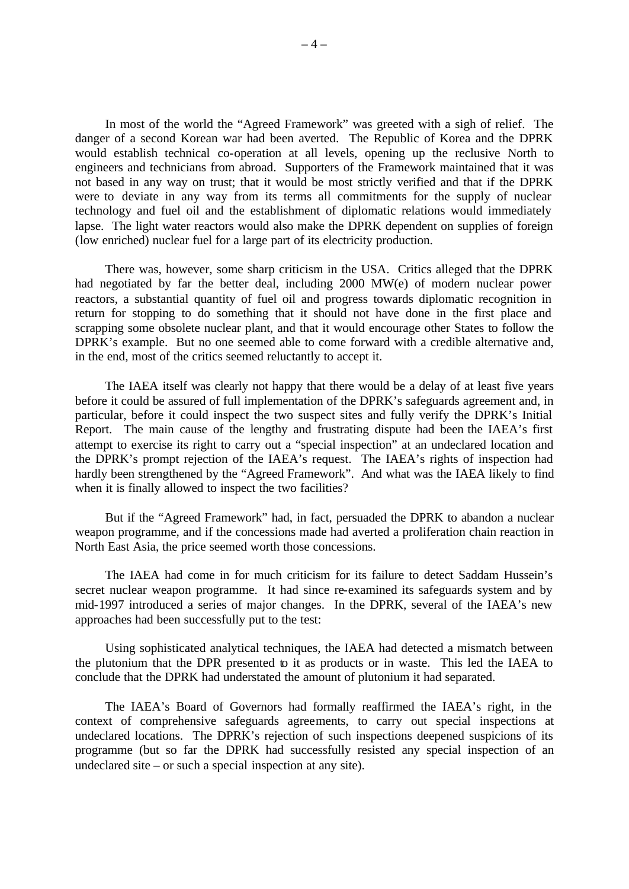In most of the world the "Agreed Framework" was greeted with a sigh of relief. The danger of a second Korean war had been averted. The Republic of Korea and the DPRK would establish technical co-operation at all levels, opening up the reclusive North to engineers and technicians from abroad. Supporters of the Framework maintained that it was not based in any way on trust; that it would be most strictly verified and that if the DPRK were to deviate in any way from its terms all commitments for the supply of nuclear technology and fuel oil and the establishment of diplomatic relations would immediately lapse. The light water reactors would also make the DPRK dependent on supplies of foreign (low enriched) nuclear fuel for a large part of its electricity production.

There was, however, some sharp criticism in the USA. Critics alleged that the DPRK had negotiated by far the better deal, including 2000 MW(e) of modern nuclear power reactors, a substantial quantity of fuel oil and progress towards diplomatic recognition in return for stopping to do something that it should not have done in the first place and scrapping some obsolete nuclear plant, and that it would encourage other States to follow the DPRK's example. But no one seemed able to come forward with a credible alternative and, in the end, most of the critics seemed reluctantly to accept it.

The IAEA itself was clearly not happy that there would be a delay of at least five years before it could be assured of full implementation of the DPRK's safeguards agreement and, in particular, before it could inspect the two suspect sites and fully verify the DPRK's Initial Report. The main cause of the lengthy and frustrating dispute had been the IAEA's first attempt to exercise its right to carry out a "special inspection" at an undeclared location and the DPRK's prompt rejection of the IAEA's request. The IAEA's rights of inspection had hardly been strengthened by the "Agreed Framework". And what was the IAEA likely to find when it is finally allowed to inspect the two facilities?

But if the "Agreed Framework" had, in fact, persuaded the DPRK to abandon a nuclear weapon programme, and if the concessions made had averted a proliferation chain reaction in North East Asia, the price seemed worth those concessions.

The IAEA had come in for much criticism for its failure to detect Saddam Hussein's secret nuclear weapon programme. It had since re-examined its safeguards system and by mid-1997 introduced a series of major changes. In the DPRK, several of the IAEA's new approaches had been successfully put to the test:

Using sophisticated analytical techniques, the IAEA had detected a mismatch between the plutonium that the DPR presented to it as products or in waste. This led the IAEA to conclude that the DPRK had understated the amount of plutonium it had separated.

The IAEA's Board of Governors had formally reaffirmed the IAEA's right, in the context of comprehensive safeguards agreements, to carry out special inspections at undeclared locations. The DPRK's rejection of such inspections deepened suspicions of its programme (but so far the DPRK had successfully resisted any special inspection of an undeclared site – or such a special inspection at any site).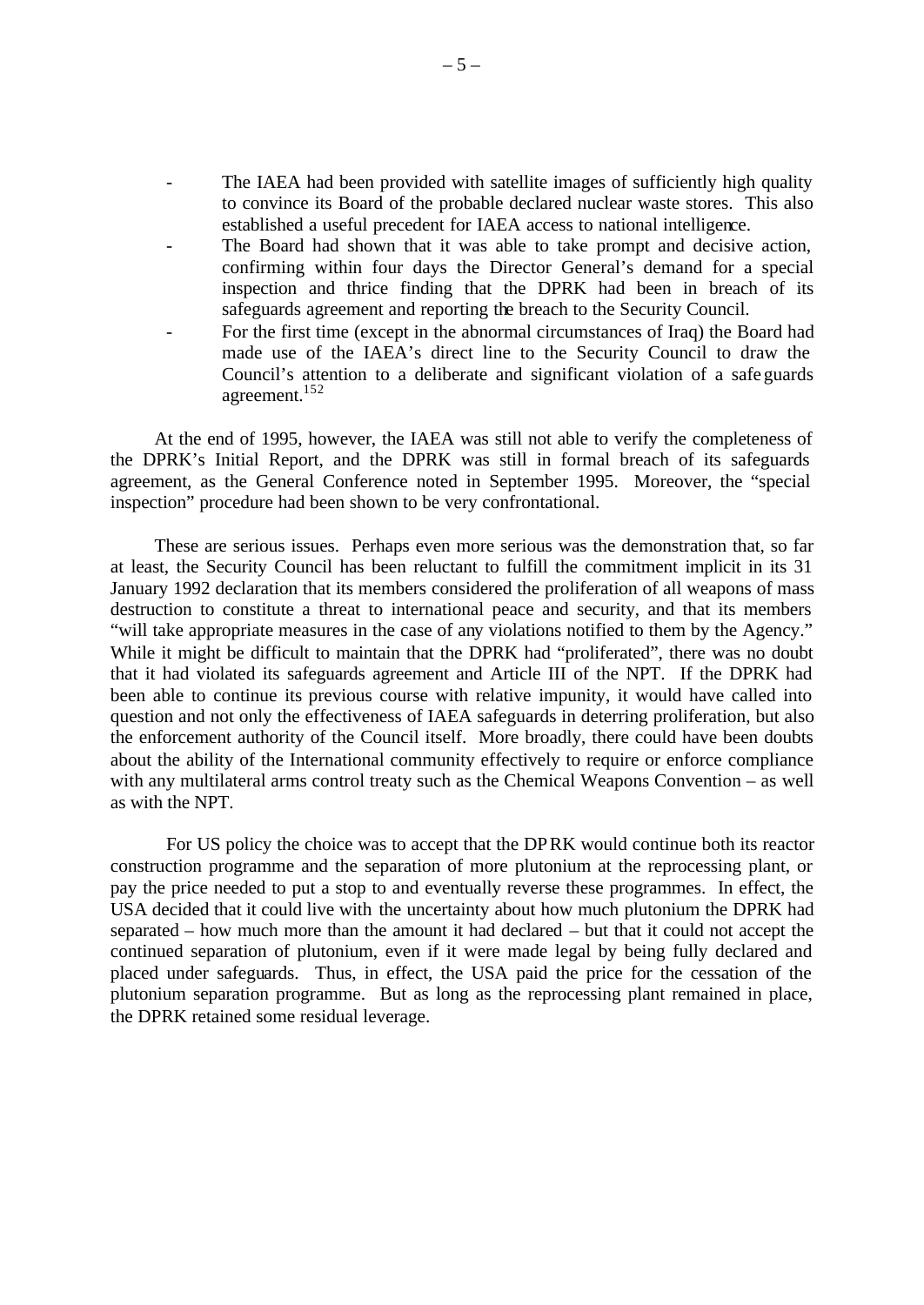- The IAEA had been provided with satellite images of sufficiently high quality to convince its Board of the probable declared nuclear waste stores. This also established a useful precedent for IAEA access to national intelligence.
- The Board had shown that it was able to take prompt and decisive action, confirming within four days the Director General's demand for a special inspection and thrice finding that the DPRK had been in breach of its safeguards agreement and reporting the breach to the Security Council.
- For the first time (except in the abnormal circumstances of Iraq) the Board had made use of the IAEA's direct line to the Security Council to draw the Council's attention to a deliberate and significant violation of a safeguards agreement.[152]

At the end of 1995, however, the IAEA was still not able to verify the completeness of the DPRK's Initial Report, and the DPRK was still in formal breach of its safeguards agreement, as the General Conference noted in September 1995. Moreover, the "special inspection" procedure had been shown to be very confrontational.

These are serious issues. Perhaps even more serious was the demonstration that, so far at least, the Security Council has been reluctant to fulfill the commitment implicit in its 31 January 1992 declaration that its members considered the proliferation of all weapons of mass destruction to constitute a threat to international peace and security, and that its members "will take appropriate measures in the case of any violations notified to them by the Agency." While it might be difficult to maintain that the DPRK had "proliferated", there was no doubt that it had violated its safeguards agreement and Article III of the NPT. If the DPRK had been able to continue its previous course with relative impunity, it would have called into question and not only the effectiveness of IAEA safeguards in deterring proliferation, but also the enforcement authority of the Council itself. More broadly, there could have been doubts about the ability of the International community effectively to require or enforce compliance with any multilateral arms control treaty such as the Chemical Weapons Convention – as well as with the NPT.

For US policy the choice was to accept that the DPRK would continue both its reactor construction programme and the separation of more plutonium at the reprocessing plant, or pay the price needed to put a stop to and eventually reverse these programmes. In effect, the USA decided that it could live with the uncertainty about how much plutonium the DPRK had separated – how much more than the amount it had declared – but that it could not accept the continued separation of plutonium, even if it were made legal by being fully declared and placed under safeguards. Thus, in effect, the USA paid the price for the cessation of the plutonium separation programme. But as long as the reprocessing plant remained in place, the DPRK retained some residual leverage.